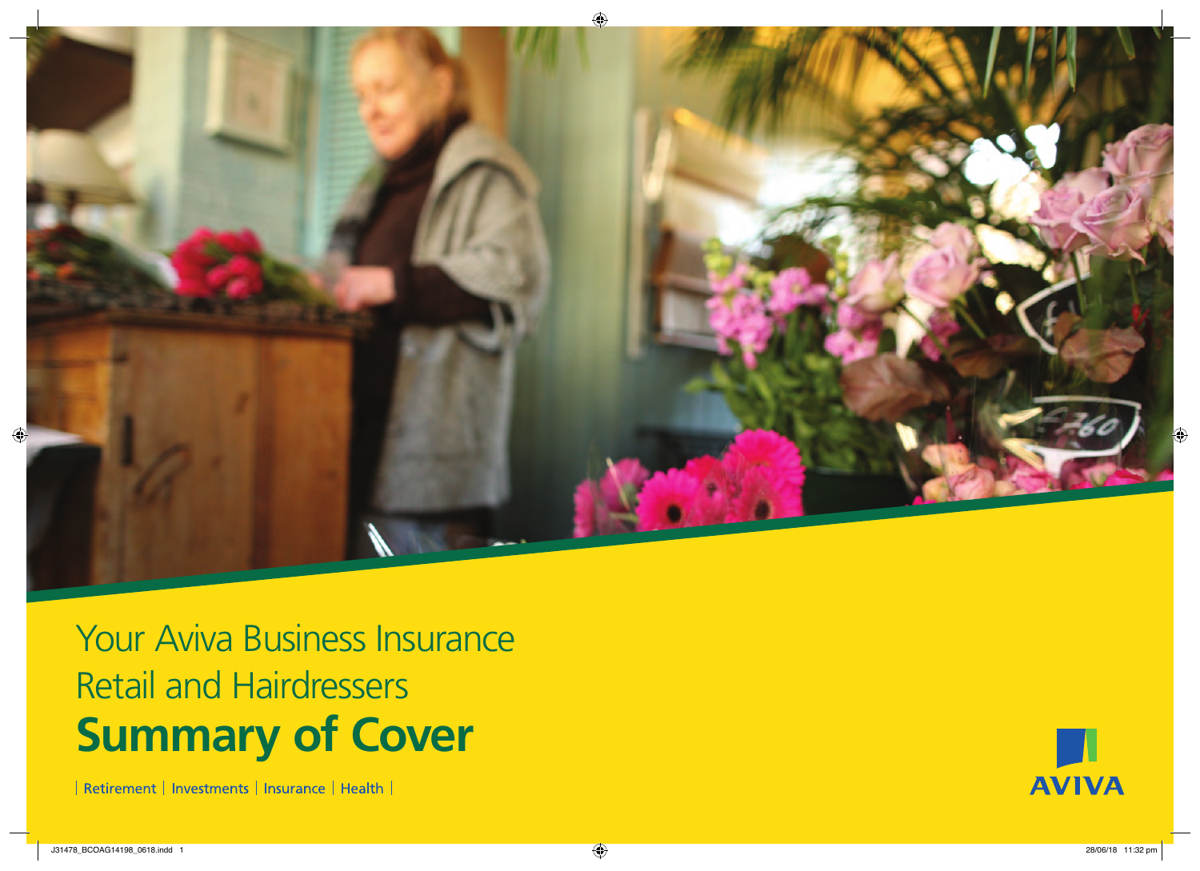# Your Aviva Business Insurance Retail and Hairdressers

# **Summary of Cover**

| Retirement | Investments | Insurance | Health |

AVIVA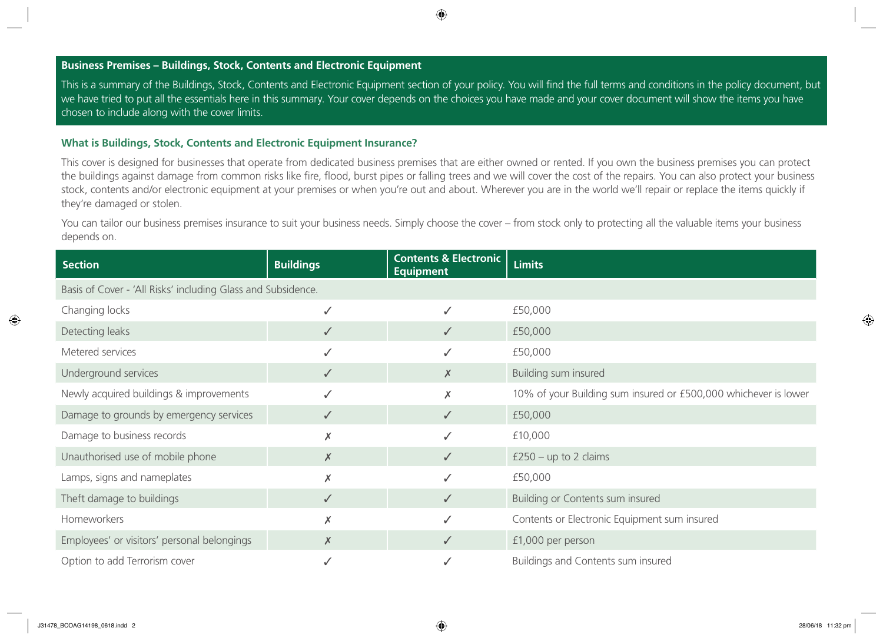## Business Premises – Buildings, Stock, Contents and Electronic Equipment

This is a summary of the Buildings, Stock, Contents and Electronic Equipment section of your policy. You will find the full terms and conditions in the policy document, but we have tried to put all the essentials here in this summary. Your cover depends on the choices you have made and your cover document will show the items you have chosen to include along with the cover limits.

### What is Buildings, Stock, Contents and Electronic Equipment Insurance?

This cover is designed for businesses that operate from dedicated business premises that are either owned or rented. If you own the business premises you can protect the buildings against damage from common risks like fire, flood, burst pipes or falling trees and we will cover the cost of the repairs. You can also protect your business stock, contents and/or electronic equipment at your premises or when you're out and about. Wherever you are in the world we'll repair or replace the items quickly if they're damaged or stolen.

You can tailor our business premises insurance to suit your business needs. Simply choose the cover – from stock only to protecting all the valuable items your business depends on.

| Section | Buildings | Contents & Electronic Equipment | Limits |
|---|---|---|---|
| Basis of Cover - 'All Risks' including Glass and Subsidence. | | | |
| Changing locks | ✓ | ✓ | £50,000 |
| Detecting leaks | ✓ | ✓ | £50,000 |
| Metered services | ✓ | ✓ | £50,000 |
| Underground services | ✓ | ✗ | Building sum insured |
| Newly acquired buildings & improvements | ✓ | ✗ | 10% of your Building sum insured or £500,000 whichever is lower |
| Damage to grounds by emergency services | ✓ | ✓ | £50,000 |
| Damage to business records | ✗ | ✓ | £10,000 |
| Unauthorised use of mobile phone | ✗ | ✓ | £250 – up to 2 claims |
| Lamps, signs and nameplates | ✗ | ✓ | £50,000 |
| Theft damage to buildings | ✓ | ✓ | Building or Contents sum insured |
| Homeworkers | ✗ | ✓ | Contents or Electronic Equipment sum insured |
| Employees' or visitors' personal belongings | ✗ | ✓ | £1,000 per person |
| Option to add Terrorism cover | ✓ | ✓ | Buildings and Contents sum insured |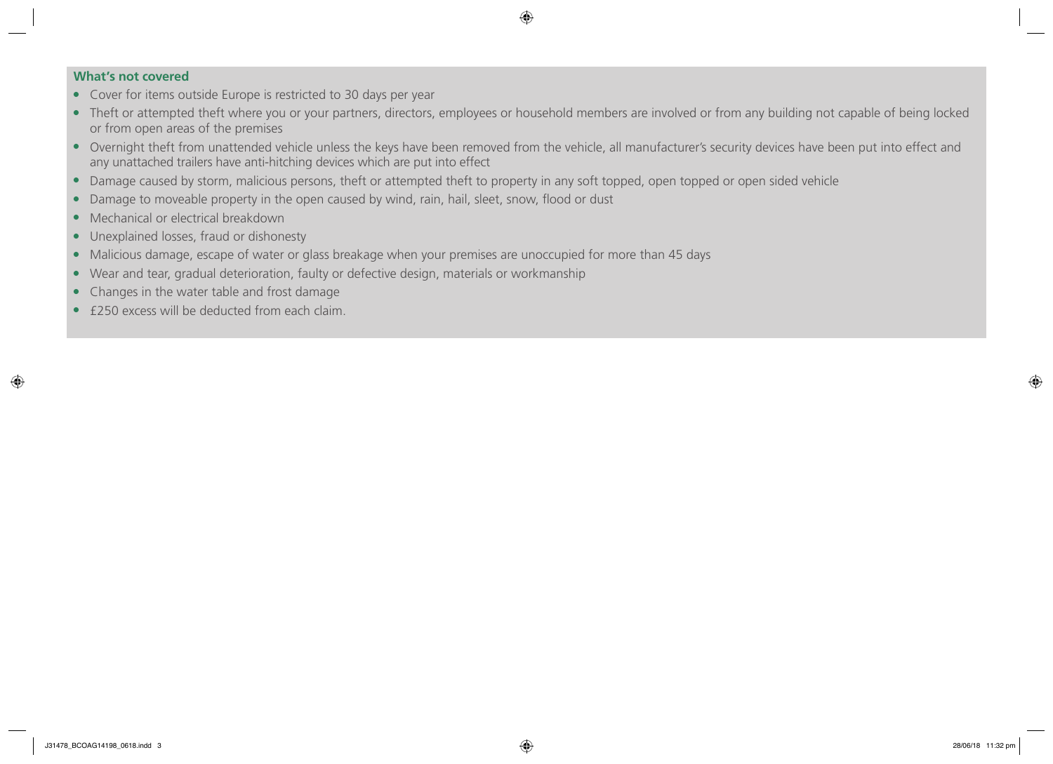**What's not covered**

- Cover for items outside Europe is restricted to 30 days per year
- Theft or attempted theft where you or your partners, directors, employees or household members are involved or from any building not capable of being locked or from open areas of the premises
- Overnight theft from unattended vehicle unless the keys have been removed from the vehicle, all manufacturer's security devices have been put into effect and any unattached trailers have anti-hitching devices which are put into effect
- Damage caused by storm, malicious persons, theft or attempted theft to property in any soft topped, open topped or open sided vehicle
- Damage to moveable property in the open caused by wind, rain, hail, sleet, snow, flood or dust
- Mechanical or electrical breakdown
- Unexplained losses, fraud or dishonesty
- Malicious damage, escape of water or glass breakage when your premises are unoccupied for more than 45 days
- Wear and tear, gradual deterioration, faulty or defective design, materials or workmanship
- Changes in the water table and frost damage
- £250 excess will be deducted from each claim.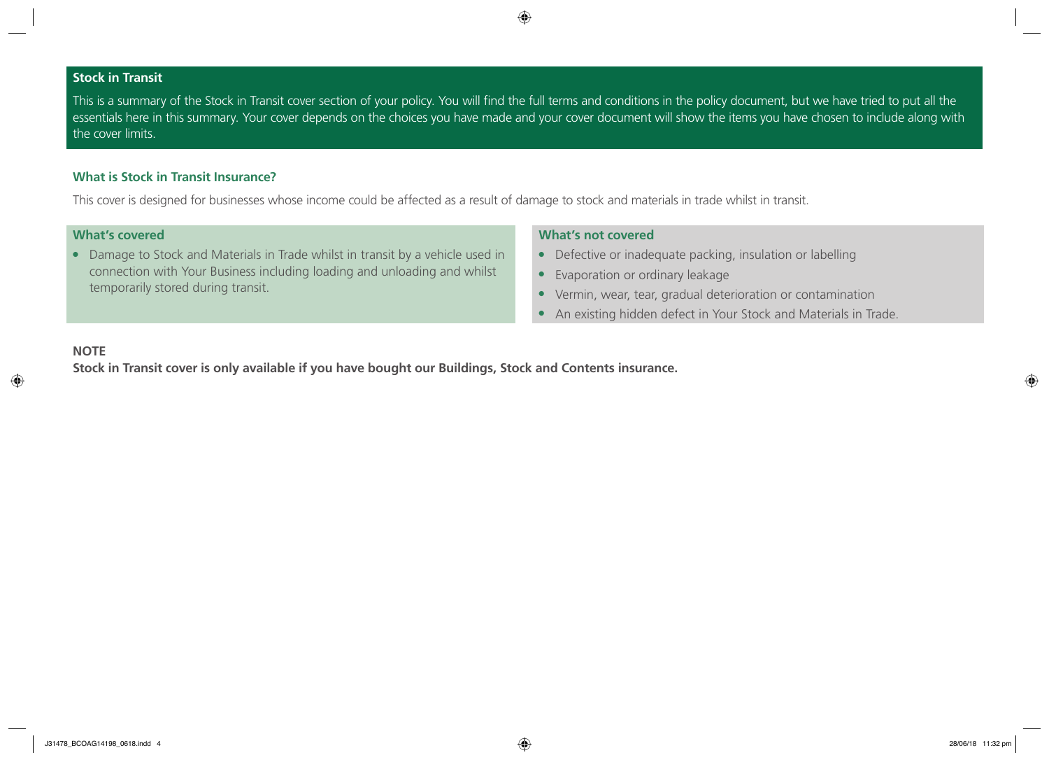## Stock in Transit

This is a summary of the Stock in Transit cover section of your policy. You will find the full terms and conditions in the policy document, but we have tried to put all the essentials here in this summary. Your cover depends on the choices you have made and your cover document will show the items you have chosen to include along with the cover limits.

### What is Stock in Transit Insurance?

This cover is designed for businesses whose income could be affected as a result of damage to stock and materials in trade whilst in transit.

#### What's covered

- Damage to Stock and Materials in Trade whilst in transit by a vehicle used in connection with Your Business including loading and unloading and whilst temporarily stored during transit.

#### What's not covered

- Defective or inadequate packing, insulation or labelling
- Evaporation or ordinary leakage
- Vermin, wear, tear, gradual deterioration or contamination
- An existing hidden defect in Your Stock and Materials in Trade.

**NOTE**

**Stock in Transit cover is only available if you have bought our Buildings, Stock and Contents insurance.**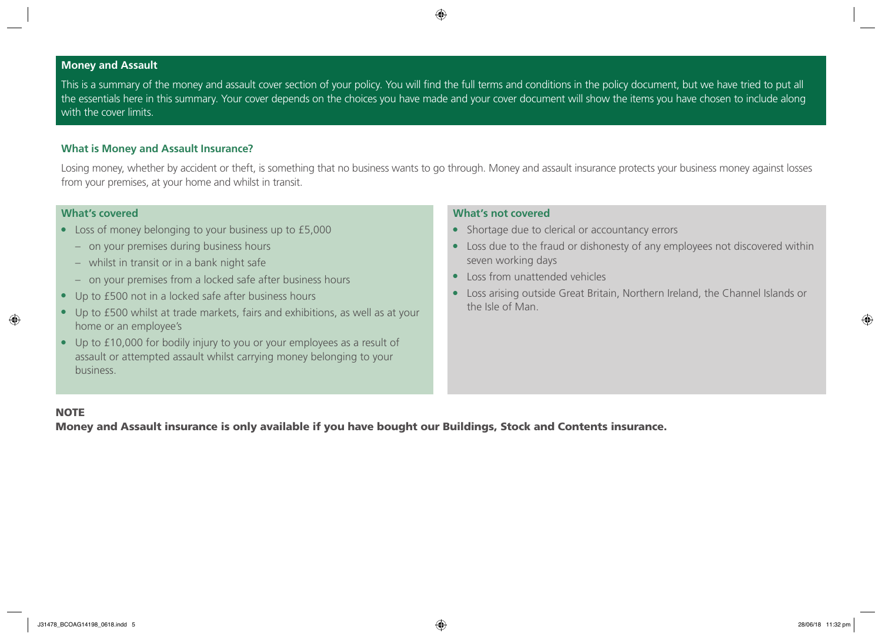## Money and Assault

This is a summary of the money and assault cover section of your policy. You will find the full terms and conditions in the policy document, but we have tried to put all the essentials here in this summary. Your cover depends on the choices you have made and your cover document will show the items you have chosen to include along with the cover limits.

### What is Money and Assault Insurance?

Losing money, whether by accident or theft, is something that no business wants to go through. Money and assault insurance protects your business money against losses from your premises, at your home and whilst in transit.

### What's covered

- Loss of money belonging to your business up to £5,000
  - on your premises during business hours
  - whilst in transit or in a bank night safe
  - on your premises from a locked safe after business hours
- Up to £500 not in a locked safe after business hours
- Up to £500 whilst at trade markets, fairs and exhibitions, as well as at your home or an employee's
- Up to £10,000 for bodily injury to you or your employees as a result of assault or attempted assault whilst carrying money belonging to your business.

### What's not covered

- Shortage due to clerical or accountancy errors
- Loss due to the fraud or dishonesty of any employees not discovered within seven working days
- Loss from unattended vehicles
- Loss arising outside Great Britain, Northern Ireland, the Channel Islands or the Isle of Man.

**NOTE**

**Money and Assault insurance is only available if you have bought our Buildings, Stock and Contents insurance.**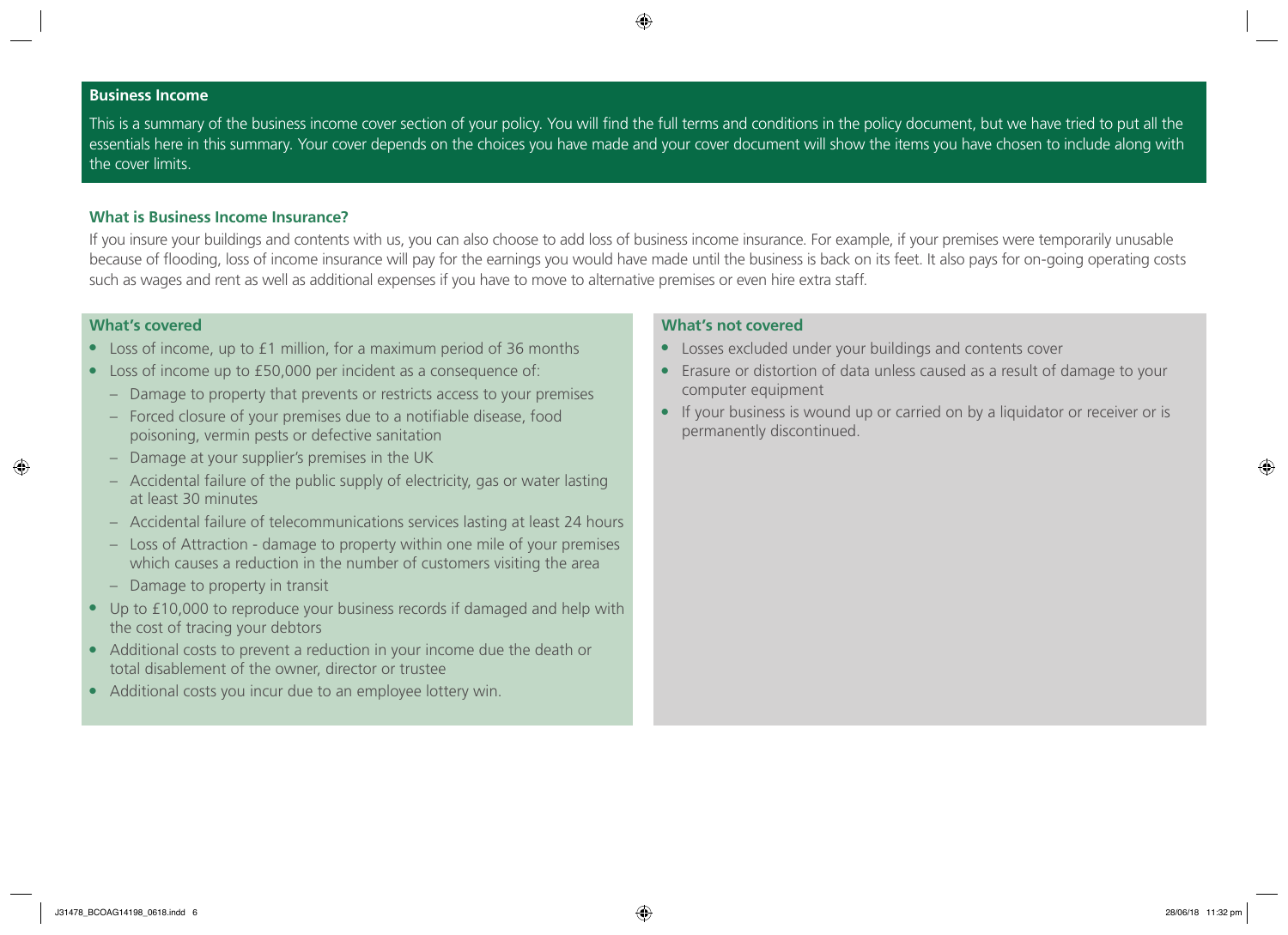## Business Income

This is a summary of the business income cover section of your policy. You will find the full terms and conditions in the policy document, but we have tried to put all the essentials here in this summary. Your cover depends on the choices you have made and your cover document will show the items you have chosen to include along with the cover limits.

### What is Business Income Insurance?

If you insure your buildings and contents with us, you can also choose to add loss of business income insurance. For example, if your premises were temporarily unusable because of flooding, loss of income insurance will pay for the earnings you would have made until the business is back on its feet. It also pays for on-going operating costs such as wages and rent as well as additional expenses if you have to move to alternative premises or even hire extra staff.

### What's covered

- Loss of income, up to £1 million, for a maximum period of 36 months
- Loss of income up to £50,000 per incident as a consequence of:
  - Damage to property that prevents or restricts access to your premises
  - Forced closure of your premises due to a notifiable disease, food poisoning, vermin pests or defective sanitation
  - Damage at your supplier's premises in the UK
  - Accidental failure of the public supply of electricity, gas or water lasting at least 30 minutes
  - Accidental failure of telecommunications services lasting at least 24 hours
  - Loss of Attraction - damage to property within one mile of your premises which causes a reduction in the number of customers visiting the area
  - Damage to property in transit
- Up to £10,000 to reproduce your business records if damaged and help with the cost of tracing your debtors
- Additional costs to prevent a reduction in your income due the death or total disablement of the owner, director or trustee
- Additional costs you incur due to an employee lottery win.

### What's not covered

- Losses excluded under your buildings and contents cover
- Erasure or distortion of data unless caused as a result of damage to your computer equipment
- If your business is wound up or carried on by a liquidator or receiver or is permanently discontinued.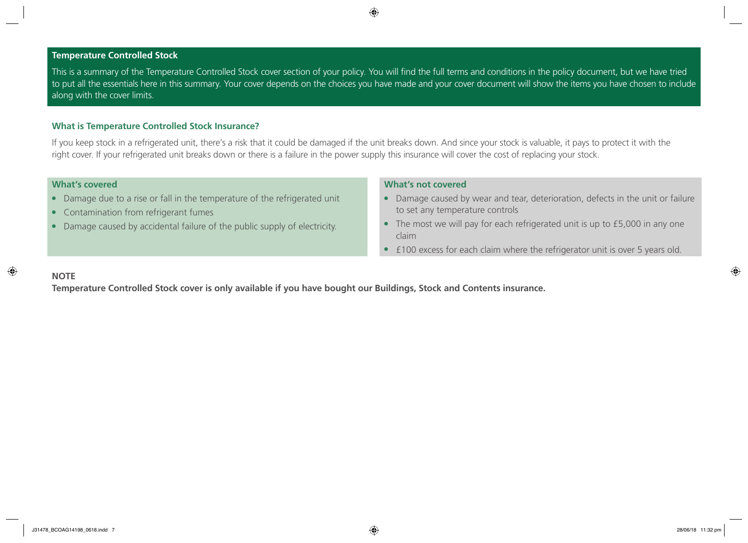## Temperature Controlled Stock

This is a summary of the Temperature Controlled Stock cover section of your policy. You will find the full terms and conditions in the policy document, but we have tried to put all the essentials here in this summary. Your cover depends on the choices you have made and your cover document will show the items you have chosen to include along with the cover limits.

### What is Temperature Controlled Stock Insurance?

If you keep stock in a refrigerated unit, there's a risk that it could be damaged if the unit breaks down. And since your stock is valuable, it pays to protect it with the right cover. If your refrigerated unit breaks down or there is a failure in the power supply this insurance will cover the cost of replacing your stock.

### What's covered

- Damage due to a rise or fall in the temperature of the refrigerated unit
- Contamination from refrigerant fumes
- Damage caused by accidental failure of the public supply of electricity.

### What's not covered

- Damage caused by wear and tear, deterioration, defects in the unit or failure to set any temperature controls
- The most we will pay for each refrigerated unit is up to £5,000 in any one claim
- £100 excess for each claim where the refrigerator unit is over 5 years old.

**NOTE**

**Temperature Controlled Stock cover is only available if you have bought our Buildings, Stock and Contents insurance.**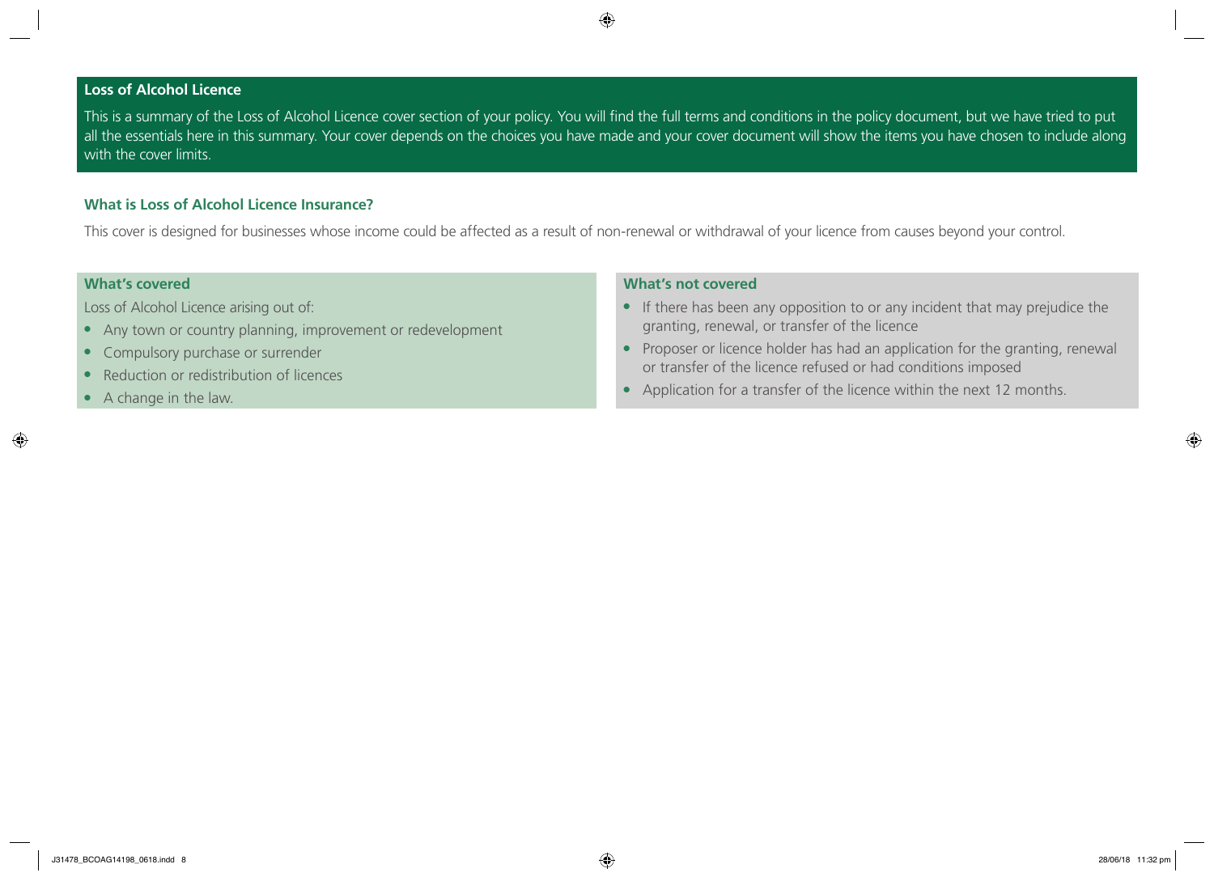## Loss of Alcohol Licence

This is a summary of the Loss of Alcohol Licence cover section of your policy. You will find the full terms and conditions in the policy document, but we have tried to put all the essentials here in this summary. Your cover depends on the choices you have made and your cover document will show the items you have chosen to include along with the cover limits.

### What is Loss of Alcohol Licence Insurance?

This cover is designed for businesses whose income could be affected as a result of non-renewal or withdrawal of your licence from causes beyond your control.

### What's covered

Loss of Alcohol Licence arising out of:

- Any town or country planning, improvement or redevelopment
- Compulsory purchase or surrender
- Reduction or redistribution of licences
- A change in the law.

### What's not covered

- If there has been any opposition to or any incident that may prejudice the granting, renewal, or transfer of the licence
- Proposer or licence holder has had an application for the granting, renewal or transfer of the licence refused or had conditions imposed
- Application for a transfer of the licence within the next 12 months.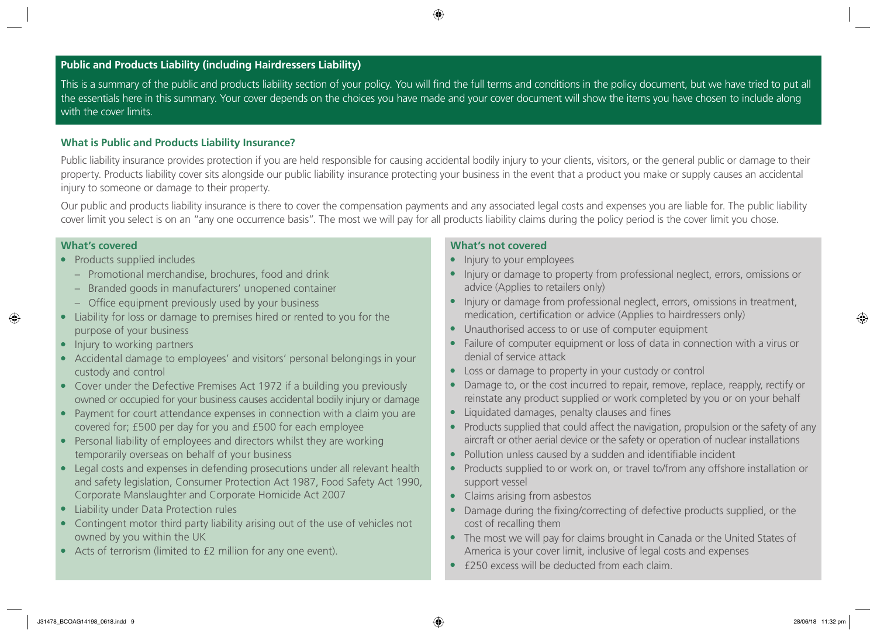## Public and Products Liability (including Hairdressers Liability)

This is a summary of the public and products liability section of your policy. You will find the full terms and conditions in the policy document, but we have tried to put all the essentials here in this summary. Your cover depends on the choices you have made and your cover document will show the items you have chosen to include along with the cover limits.

### What is Public and Products Liability Insurance?

Public liability insurance provides protection if you are held responsible for causing accidental bodily injury to your clients, visitors, or the general public or damage to their property. Products liability cover sits alongside our public liability insurance protecting your business in the event that a product you make or supply causes an accidental injury to someone or damage to their property.

Our public and products liability insurance is there to cover the compensation payments and any associated legal costs and expenses you are liable for. The public liability cover limit you select is on an "any one occurrence basis". The most we will pay for all products liability claims during the policy period is the cover limit you chose.

### What's covered

- Products supplied includes
  - Promotional merchandise, brochures, food and drink
  - Branded goods in manufacturers' unopened container
  - Office equipment previously used by your business
- Liability for loss or damage to premises hired or rented to you for the purpose of your business
- Injury to working partners
- Accidental damage to employees' and visitors' personal belongings in your custody and control
- Cover under the Defective Premises Act 1972 if a building you previously owned or occupied for your business causes accidental bodily injury or damage
- Payment for court attendance expenses in connection with a claim you are covered for; £500 per day for you and £500 for each employee
- Personal liability of employees and directors whilst they are working temporarily overseas on behalf of your business
- Legal costs and expenses in defending prosecutions under all relevant health and safety legislation, Consumer Protection Act 1987, Food Safety Act 1990, Corporate Manslaughter and Corporate Homicide Act 2007
- Liability under Data Protection rules
- Contingent motor third party liability arising out of the use of vehicles not owned by you within the UK
- Acts of terrorism (limited to £2 million for any one event).

### What's not covered

- Injury to your employees
- Injury or damage to property from professional neglect, errors, omissions or advice (Applies to retailers only)
- Injury or damage from professional neglect, errors, omissions in treatment, medication, certification or advice (Applies to hairdressers only)
- Unauthorised access to or use of computer equipment
- Failure of computer equipment or loss of data in connection with a virus or denial of service attack
- Loss or damage to property in your custody or control
- Damage to, or the cost incurred to repair, remove, replace, reapply, rectify or reinstate any product supplied or work completed by you or on your behalf
- Liquidated damages, penalty clauses and fines
- Products supplied that could affect the navigation, propulsion or the safety of any aircraft or other aerial device or the safety or operation of nuclear installations
- Pollution unless caused by a sudden and identifiable incident
- Products supplied to or work on, or travel to/from any offshore installation or support vessel
- Claims arising from asbestos
- Damage during the fixing/correcting of defective products supplied, or the cost of recalling them
- The most we will pay for claims brought in Canada or the United States of America is your cover limit, inclusive of legal costs and expenses
- £250 excess will be deducted from each claim.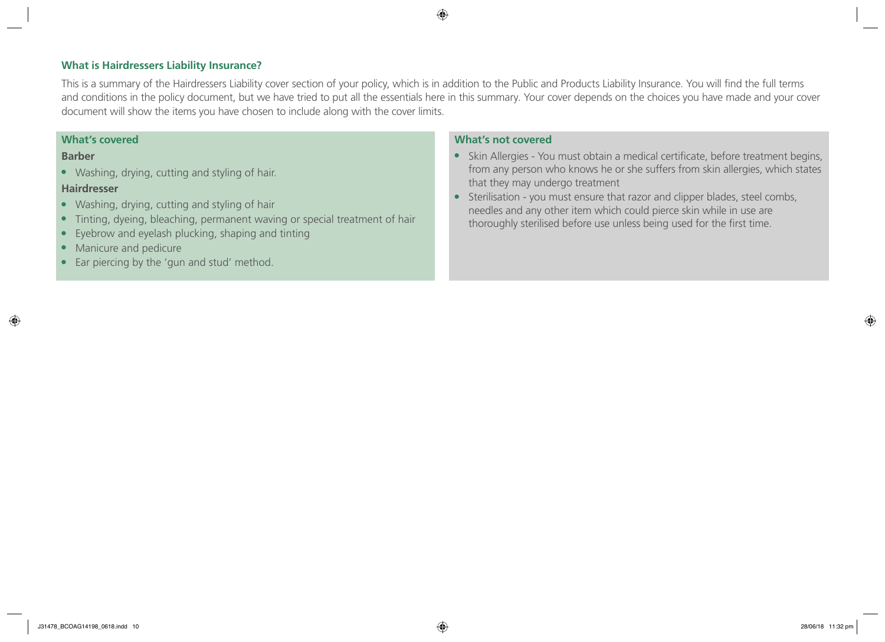### What is Hairdressers Liability Insurance?

This is a summary of the Hairdressers Liability cover section of your policy, which is in addition to the Public and Products Liability Insurance. You will find the full terms and conditions in the policy document, but we have tried to put all the essentials here in this summary. Your cover depends on the choices you have made and your cover document will show the items you have chosen to include along with the cover limits.

#### What's covered

**Barber**

- Washing, drying, cutting and styling of hair.

**Hairdresser**

- Washing, drying, cutting and styling of hair
- Tinting, dyeing, bleaching, permanent waving or special treatment of hair
- Eyebrow and eyelash plucking, shaping and tinting
- Manicure and pedicure
- Ear piercing by the 'gun and stud' method.

#### What's not covered

- Skin Allergies - You must obtain a medical certificate, before treatment begins, from any person who knows he or she suffers from skin allergies, which states that they may undergo treatment
- Sterilisation - you must ensure that razor and clipper blades, steel combs, needles and any other item which could pierce skin while in use are thoroughly sterilised before use unless being used for the first time.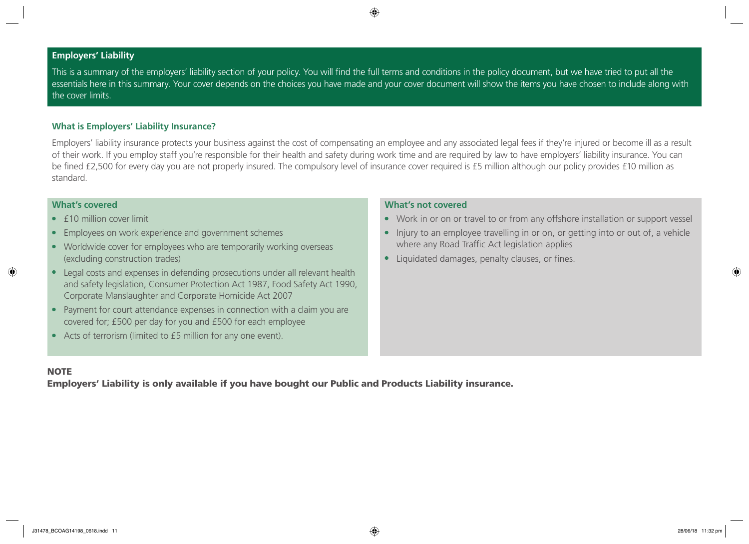## Employers' Liability

This is a summary of the employers' liability section of your policy. You will find the full terms and conditions in the policy document, but we have tried to put all the essentials here in this summary. Your cover depends on the choices you have made and your cover document will show the items you have chosen to include along with the cover limits.

### What is Employers' Liability Insurance?

Employers' liability insurance protects your business against the cost of compensating an employee and any associated legal fees if they're injured or become ill as a result of their work. If you employ staff you're responsible for their health and safety during work time and are required by law to have employers' liability insurance. You can be fined £2,500 for every day you are not properly insured. The compulsory level of insurance cover required is £5 million although our policy provides £10 million as standard.

### What's covered

- £10 million cover limit
- Employees on work experience and government schemes
- Worldwide cover for employees who are temporarily working overseas (excluding construction trades)
- Legal costs and expenses in defending prosecutions under all relevant health and safety legislation, Consumer Protection Act 1987, Food Safety Act 1990, Corporate Manslaughter and Corporate Homicide Act 2007
- Payment for court attendance expenses in connection with a claim you are covered for; £500 per day for you and £500 for each employee
- Acts of terrorism (limited to £5 million for any one event).

### What's not covered

- Work in or on or travel to or from any offshore installation or support vessel
- Injury to an employee travelling in or on, or getting into or out of, a vehicle where any Road Traffic Act legislation applies
- Liquidated damages, penalty clauses, or fines.

**NOTE**

**Employers' Liability is only available if you have bought our Public and Products Liability insurance.**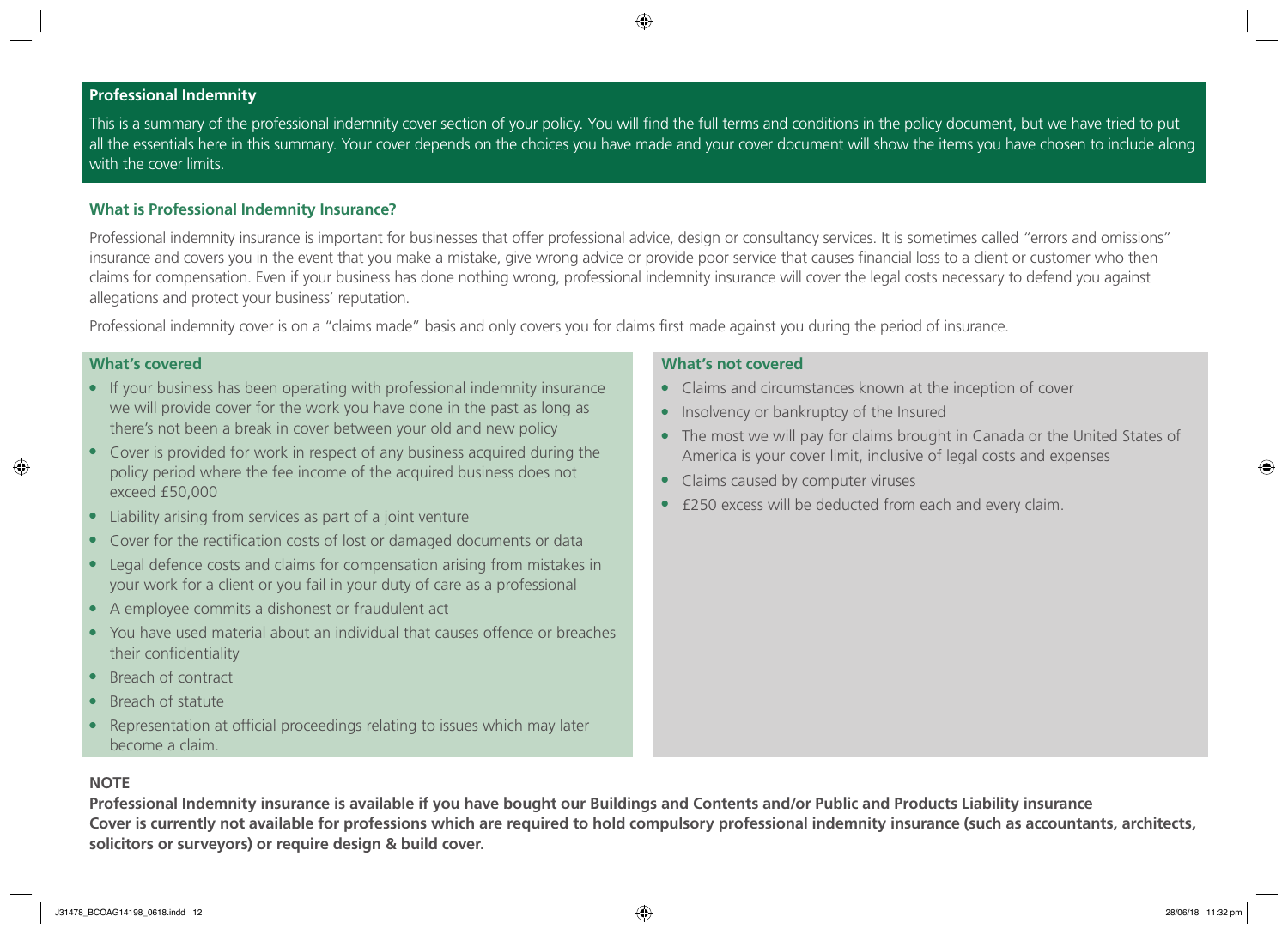## Professional Indemnity

This is a summary of the professional indemnity cover section of your policy. You will find the full terms and conditions in the policy document, but we have tried to put all the essentials here in this summary. Your cover depends on the choices you have made and your cover document will show the items you have chosen to include along with the cover limits.

### What is Professional Indemnity Insurance?

Professional indemnity insurance is important for businesses that offer professional advice, design or consultancy services. It is sometimes called "errors and omissions" insurance and covers you in the event that you make a mistake, give wrong advice or provide poor service that causes financial loss to a client or customer who then claims for compensation. Even if your business has done nothing wrong, professional indemnity insurance will cover the legal costs necessary to defend you against allegations and protect your business' reputation.

Professional indemnity cover is on a "claims made" basis and only covers you for claims first made against you during the period of insurance.

### What's covered

- If your business has been operating with professional indemnity insurance we will provide cover for the work you have done in the past as long as there's not been a break in cover between your old and new policy
- Cover is provided for work in respect of any business acquired during the policy period where the fee income of the acquired business does not exceed £50,000
- Liability arising from services as part of a joint venture
- Cover for the rectification costs of lost or damaged documents or data
- Legal defence costs and claims for compensation arising from mistakes in your work for a client or you fail in your duty of care as a professional
- A employee commits a dishonest or fraudulent act
- You have used material about an individual that causes offence or breaches their confidentiality
- Breach of contract
- Breach of statute
- Representation at official proceedings relating to issues which may later become a claim.

### What's not covered

- Claims and circumstances known at the inception of cover
- Insolvency or bankruptcy of the Insured
- The most we will pay for claims brought in Canada or the United States of America is your cover limit, inclusive of legal costs and expenses
- Claims caused by computer viruses
- £250 excess will be deducted from each and every claim.

**NOTE**

**Professional Indemnity insurance is available if you have bought our Buildings and Contents and/or Public and Products Liability insurance**
**Cover is currently not available for professions which are required to hold compulsory professional indemnity insurance (such as accountants, architects, solicitors or surveyors) or require design & build cover.**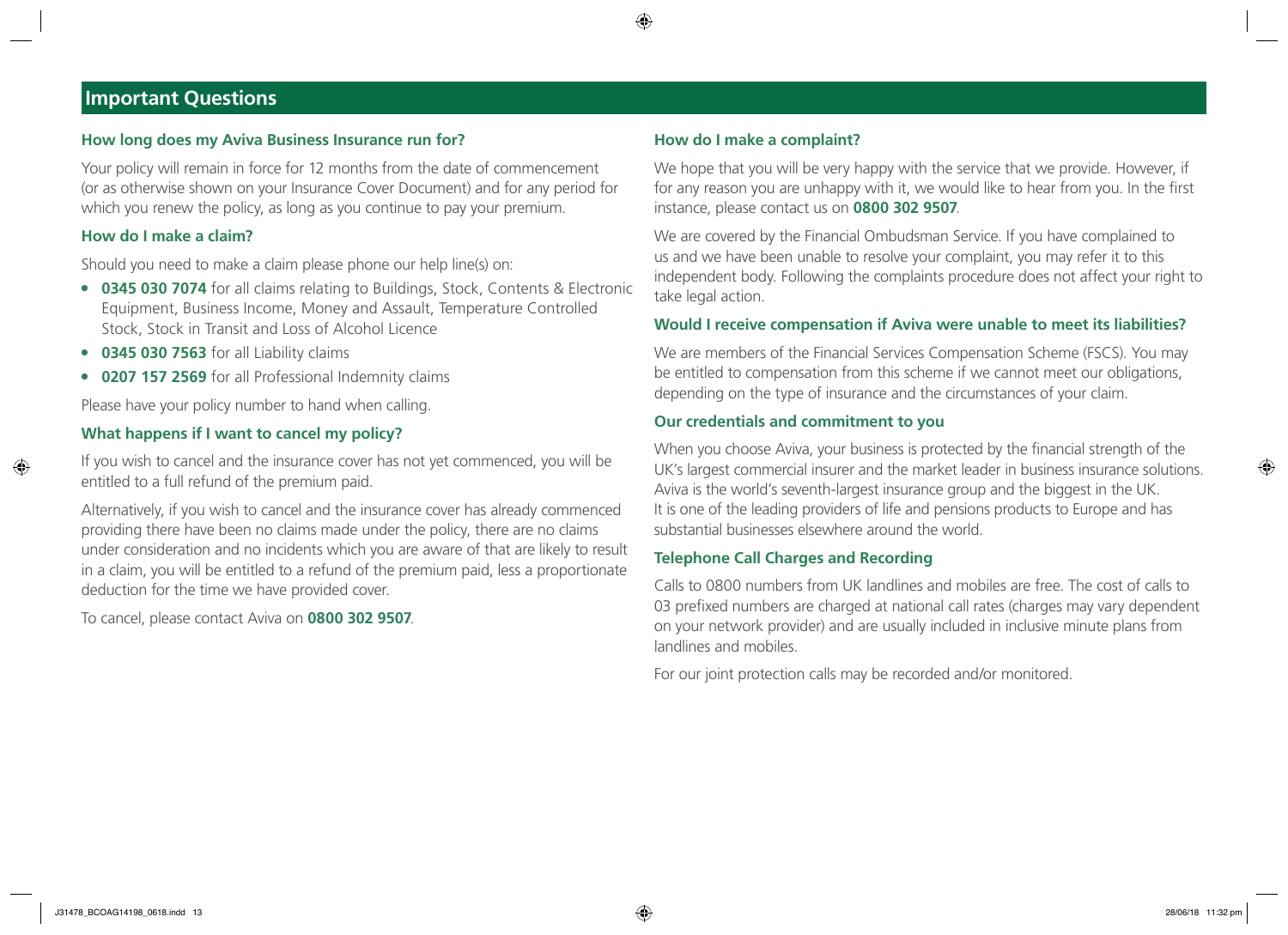## Important Questions

### How long does my Aviva Business Insurance run for?

Your policy will remain in force for 12 months from the date of commencement (or as otherwise shown on your Insurance Cover Document) and for any period for which you renew the policy, as long as you continue to pay your premium.

### How do I make a claim?

Should you need to make a claim please phone our help line(s) on:

- **0345 030 7074** for all claims relating to Buildings, Stock, Contents & Electronic Equipment, Business Income, Money and Assault, Temperature Controlled Stock, Stock in Transit and Loss of Alcohol Licence
- **0345 030 7563** for all Liability claims
- **0207 157 2569** for all Professional Indemnity claims

Please have your policy number to hand when calling.

### What happens if I want to cancel my policy?

If you wish to cancel and the insurance cover has not yet commenced, you will be entitled to a full refund of the premium paid.

Alternatively, if you wish to cancel and the insurance cover has already commenced providing there have been no claims made under the policy, there are no claims under consideration and no incidents which you are aware of that are likely to result in a claim, you will be entitled to a refund of the premium paid, less a proportionate deduction for the time we have provided cover.

To cancel, please contact Aviva on **0800 302 9507**.

### How do I make a complaint?

We hope that you will be very happy with the service that we provide. However, if for any reason you are unhappy with it, we would like to hear from you. In the first instance, please contact us on **0800 302 9507**.

We are covered by the Financial Ombudsman Service. If you have complained to us and we have been unable to resolve your complaint, you may refer it to this independent body. Following the complaints procedure does not affect your right to take legal action.

### Would I receive compensation if Aviva were unable to meet its liabilities?

We are members of the Financial Services Compensation Scheme (FSCS). You may be entitled to compensation from this scheme if we cannot meet our obligations, depending on the type of insurance and the circumstances of your claim.

### Our credentials and commitment to you

When you choose Aviva, your business is protected by the financial strength of the UK's largest commercial insurer and the market leader in business insurance solutions. Aviva is the world's seventh-largest insurance group and the biggest in the UK. It is one of the leading providers of life and pensions products to Europe and has substantial businesses elsewhere around the world.

### Telephone Call Charges and Recording

Calls to 0800 numbers from UK landlines and mobiles are free. The cost of calls to 03 prefixed numbers are charged at national call rates (charges may vary dependent on your network provider) and are usually included in inclusive minute plans from landlines and mobiles.

For our joint protection calls may be recorded and/or monitored.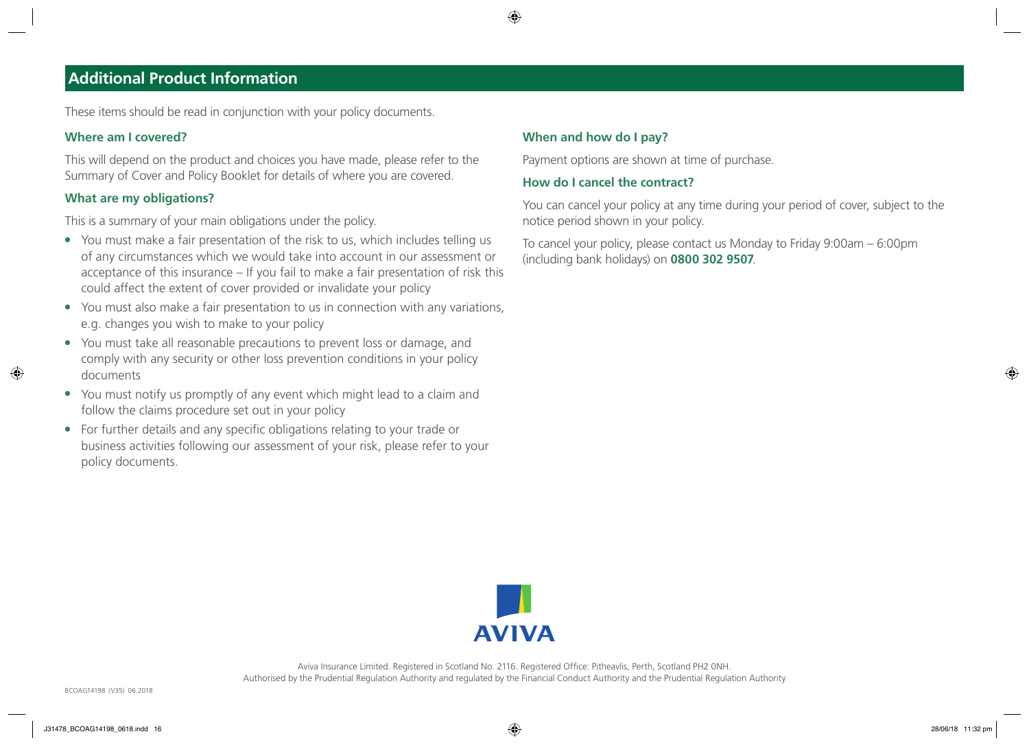## Additional Product Information

These items should be read in conjunction with your policy documents.

### Where am I covered?

This will depend on the product and choices you have made, please refer to the Summary of Cover and Policy Booklet for details of where you are covered.

### What are my obligations?

This is a summary of your main obligations under the policy.

- You must make a fair presentation of the risk to us, which includes telling us of any circumstances which we would take into account in our assessment or acceptance of this insurance – If you fail to make a fair presentation of risk this could affect the extent of cover provided or invalidate your policy
- You must also make a fair presentation to us in connection with any variations, e.g. changes you wish to make to your policy
- You must take all reasonable precautions to prevent loss or damage, and comply with any security or other loss prevention conditions in your policy documents
- You must notify us promptly of any event which might lead to a claim and follow the claims procedure set out in your policy
- For further details and any specific obligations relating to your trade or business activities following our assessment of your risk, please refer to your policy documents.

### When and how do I pay?

Payment options are shown at time of purchase.

### How do I cancel the contract?

You can cancel your policy at any time during your period of cover, subject to the notice period shown in your policy.

To cancel your policy, please contact us Monday to Friday 9:00am – 6:00pm (including bank holidays) on **0800 302 9507**.

AVIVA

Aviva Insurance Limited. Registered in Scotland No. 2116. Registered Office: Pitheavlis, Perth, Scotland PH2 0NH.
Authorised by the Prudential Regulation Authority and regulated by the Financial Conduct Authority and the Prudential Regulation Authority

BCOAG14198 (V35) 06.2018